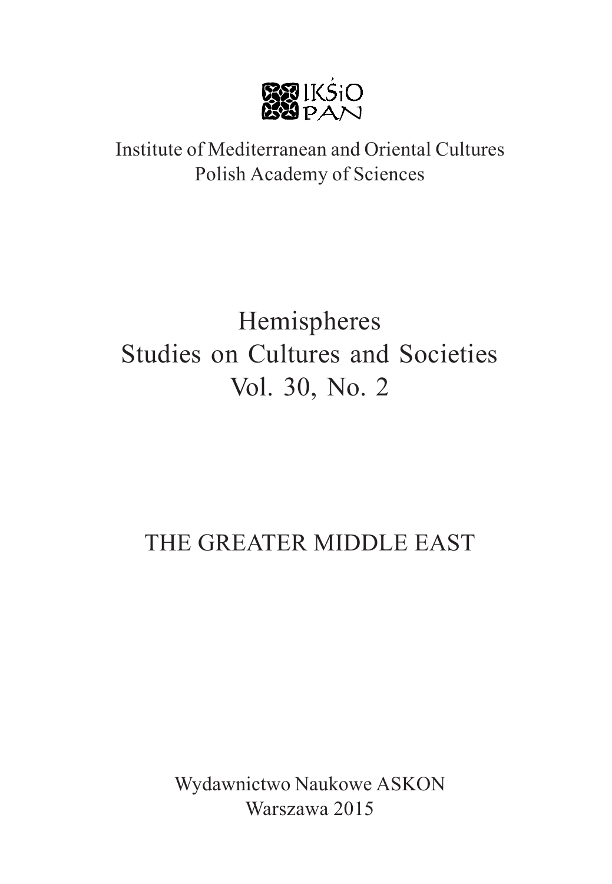IKŚiO PAN

Institute of Mediterranean and Oriental Cultures
Polish Academy of Sciences

# Hemispheres
# Studies on Cultures and Societies
# Vol. 30, No. 2

## THE GREATER MIDDLE EAST

Wydawnictwo Naukowe ASKON
Warszawa 2015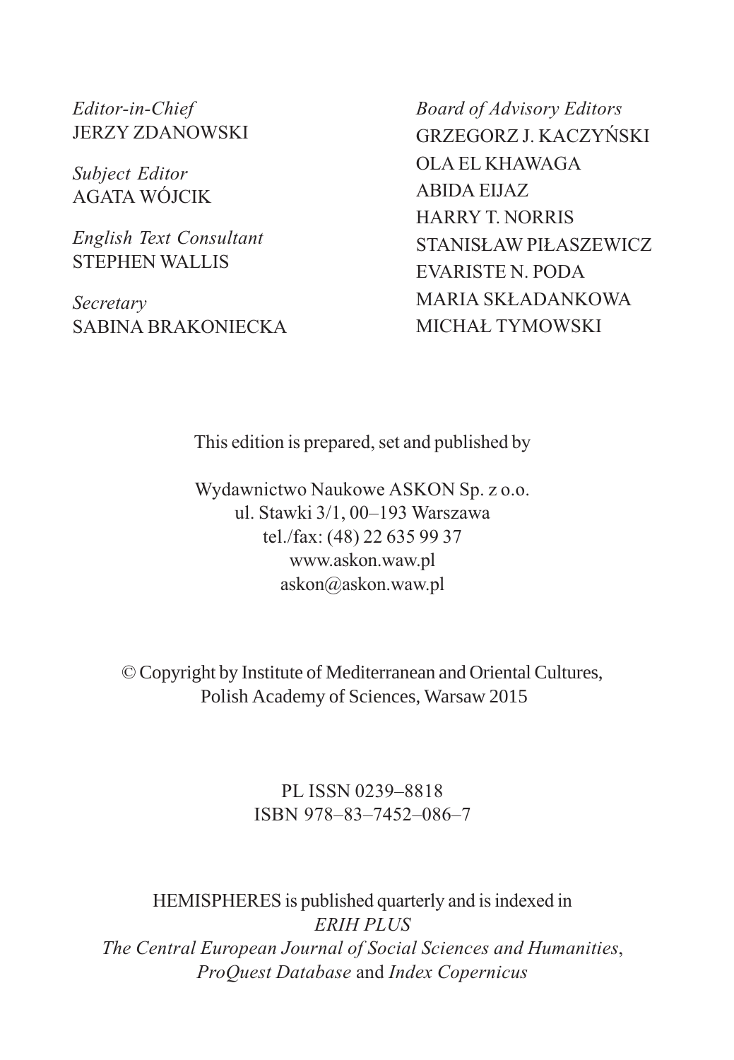*Editor-in-Chief*
JERZY ZDANOWSKI

*Subject Editor*
AGATA WÓJCIK

*English Text Consultant*
STEPHEN WALLIS

*Secretary*
SABINA BRAKONIECKA

*Board of Advisory Editors*
GRZEGORZ J. KACZYŃSKI
OLA EL KHAWAGA
ABIDA EIJAZ
HARRY T. NORRIS
STANISŁAW PIŁASZEWICZ
EVARISTE N. PODA
MARIA SKŁADANKOWA
MICHAŁ TYMOWSKI

This edition is prepared, set and published by

Wydawnictwo Naukowe ASKON Sp. z o.o.
ul. Stawki 3/1, 00–193 Warszawa
tel./fax: (48) 22 635 99 37
www.askon.waw.pl
askon@askon.waw.pl

© Copyright by Institute of Mediterranean and Oriental Cultures,
Polish Academy of Sciences, Warsaw 2015

PL ISSN 0239–8818
ISBN 978–83–7452–086–7

HEMISPHERES is published quarterly and is indexed in
*ERIH PLUS*
*The Central European Journal of Social Sciences and Humanities*,
*ProQuest Database* and *Index Copernicus*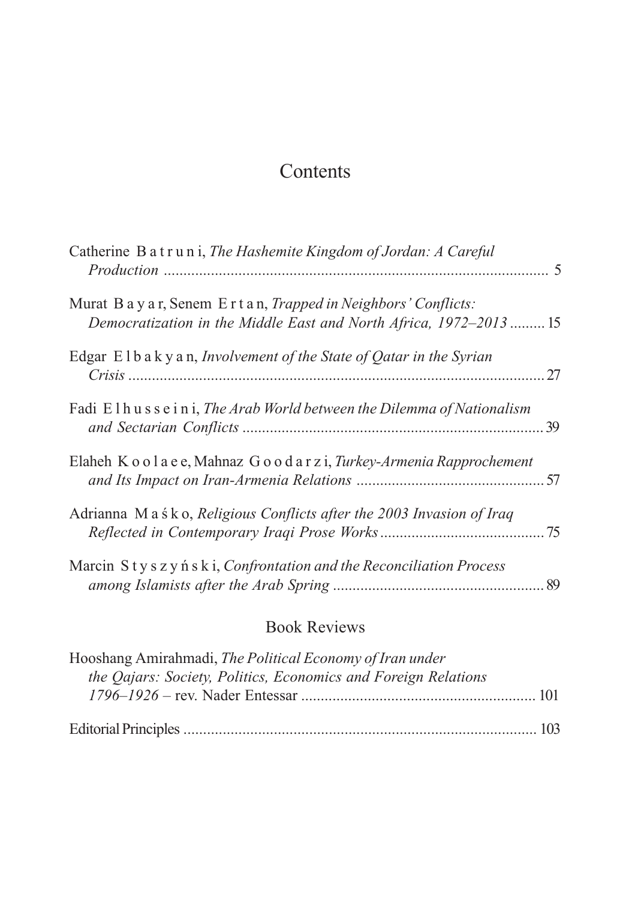# Contents

Catherine Batruni, *The Hashemite Kingdom of Jordan: A Careful Production* ... 5

Murat Bayar, Senem Ertan, *Trapped in Neighbors' Conflicts: Democratization in the Middle East and North Africa, 1972–2013* ... 15

Edgar Elbakyan, *Involvement of the State of Qatar in the Syrian Crisis* ... 27

Fadi Elhusseini, *The Arab World between the Dilemma of Nationalism and Sectarian Conflicts* ... 39

Elaheh Koolaee, Mahnaz Goodarzi, *Turkey-Armenia Rapprochement and Its Impact on Iran-Armenia Relations* ... 57

Adrianna Maśko, *Religious Conflicts after the 2003 Invasion of Iraq Reflected in Contemporary Iraqi Prose Works* ... 75

Marcin Styszyński, *Confrontation and the Reconciliation Process among Islamists after the Arab Spring* ... 89

## Book Reviews

Hooshang Amirahmadi, *The Political Economy of Iran under the Qajars: Society, Politics, Economics and Foreign Relations 1796–1926* – rev. Nader Entessar ... 101

Editorial Principles ... 103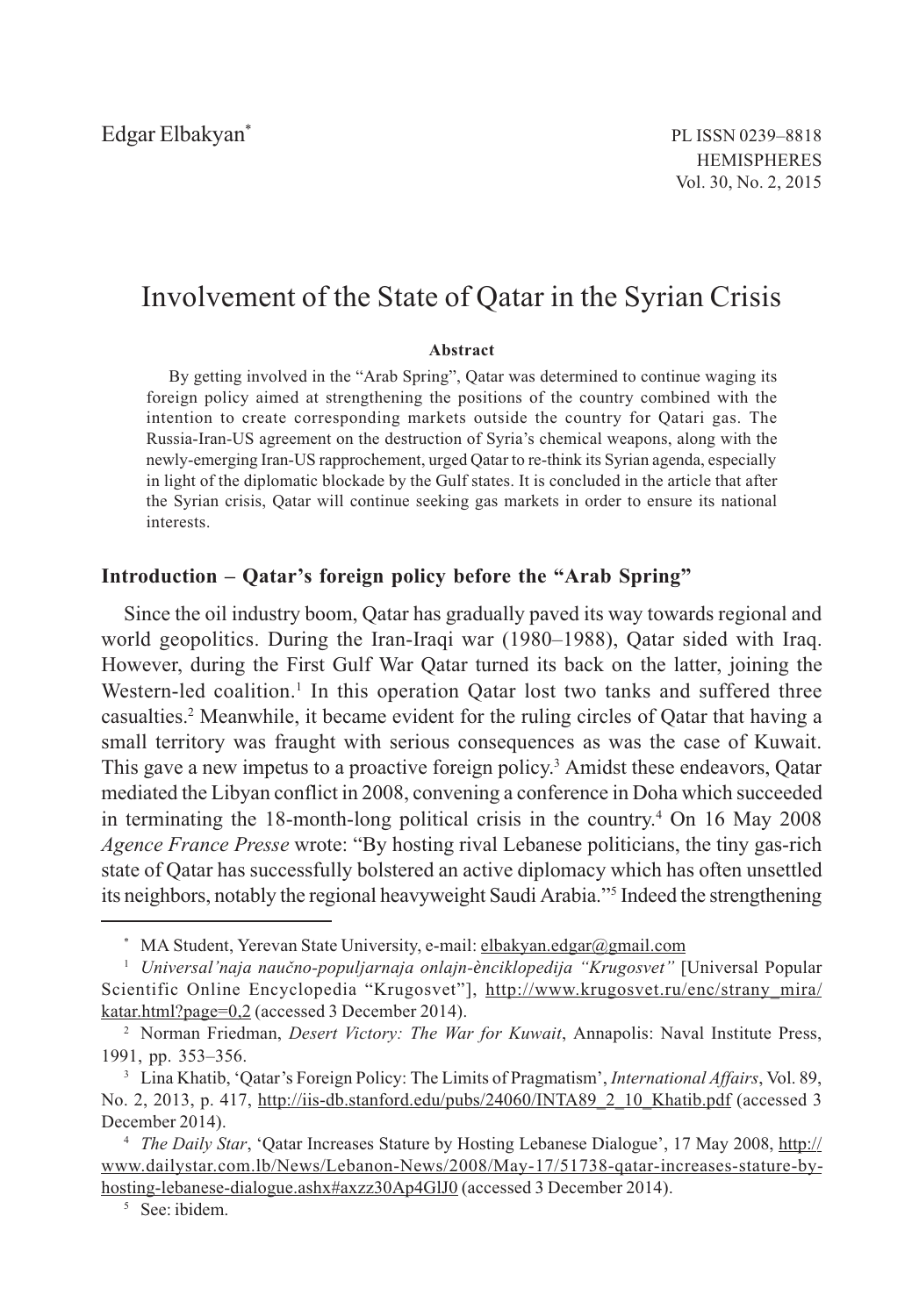Edgar Elbakyan*

# Involvement of the State of Qatar in the Syrian Crisis

**Abstract**

By getting involved in the "Arab Spring", Qatar was determined to continue waging its foreign policy aimed at strengthening the positions of the country combined with the intention to create corresponding markets outside the country for Qatari gas. The Russia-Iran-US agreement on the destruction of Syria's chemical weapons, along with the newly-emerging Iran-US rapprochement, urged Qatar to re-think its Syrian agenda, especially in light of the diplomatic blockade by the Gulf states. It is concluded in the article that after the Syrian crisis, Qatar will continue seeking gas markets in order to ensure its national interests.

## Introduction – Qatar's foreign policy before the "Arab Spring"

Since the oil industry boom, Qatar has gradually paved its way towards regional and world geopolitics. During the Iran-Iraqi war (1980–1988), Qatar sided with Iraq. However, during the First Gulf War Qatar turned its back on the latter, joining the Western-led coalition.[1] In this operation Qatar lost two tanks and suffered three casualties.[2] Meanwhile, it became evident for the ruling circles of Qatar that having a small territory was fraught with serious consequences as was the case of Kuwait. This gave a new impetus to a proactive foreign policy.[3] Amidst these endeavors, Qatar mediated the Libyan conflict in 2008, convening a conference in Doha which succeeded in terminating the 18-month-long political crisis in the country.[4] On 16 May 2008 *Agence France Presse* wrote: "By hosting rival Lebanese politicians, the tiny gas-rich state of Qatar has successfully bolstered an active diplomacy which has often unsettled its neighbors, notably the regional heavyweight Saudi Arabia."[5] Indeed the strengthening

---

\* MA Student, Yerevan State University, e-mail: elbakyan.edgar@gmail.com

[1] *Universal'naja naučno-populjarnaja onlajn-ènciklopedija "Krugosvet"* [Universal Popular Scientific Online Encyclopedia "Krugosvet"], http://www.krugosvet.ru/enc/strany_mira/katar.html?page=0,2 (accessed 3 December 2014).

[2] Norman Friedman, *Desert Victory: The War for Kuwait*, Annapolis: Naval Institute Press, 1991, pp. 353–356.

[3] Lina Khatib, 'Qatar's Foreign Policy: The Limits of Pragmatism', *International Affairs*, Vol. 89, No. 2, 2013, p. 417, http://iis-db.stanford.edu/pubs/24060/INTA89_2_10_Khatib.pdf (accessed 3 December 2014).

[4] *The Daily Star*, 'Qatar Increases Stature by Hosting Lebanese Dialogue', 17 May 2008, http://www.dailystar.com.lb/News/Lebanon-News/2008/May-17/51738-qatar-increases-stature-by-hosting-lebanese-dialogue.ashx#axzz30Ap4GlJ0 (accessed 3 December 2014).

[5] See: ibidem.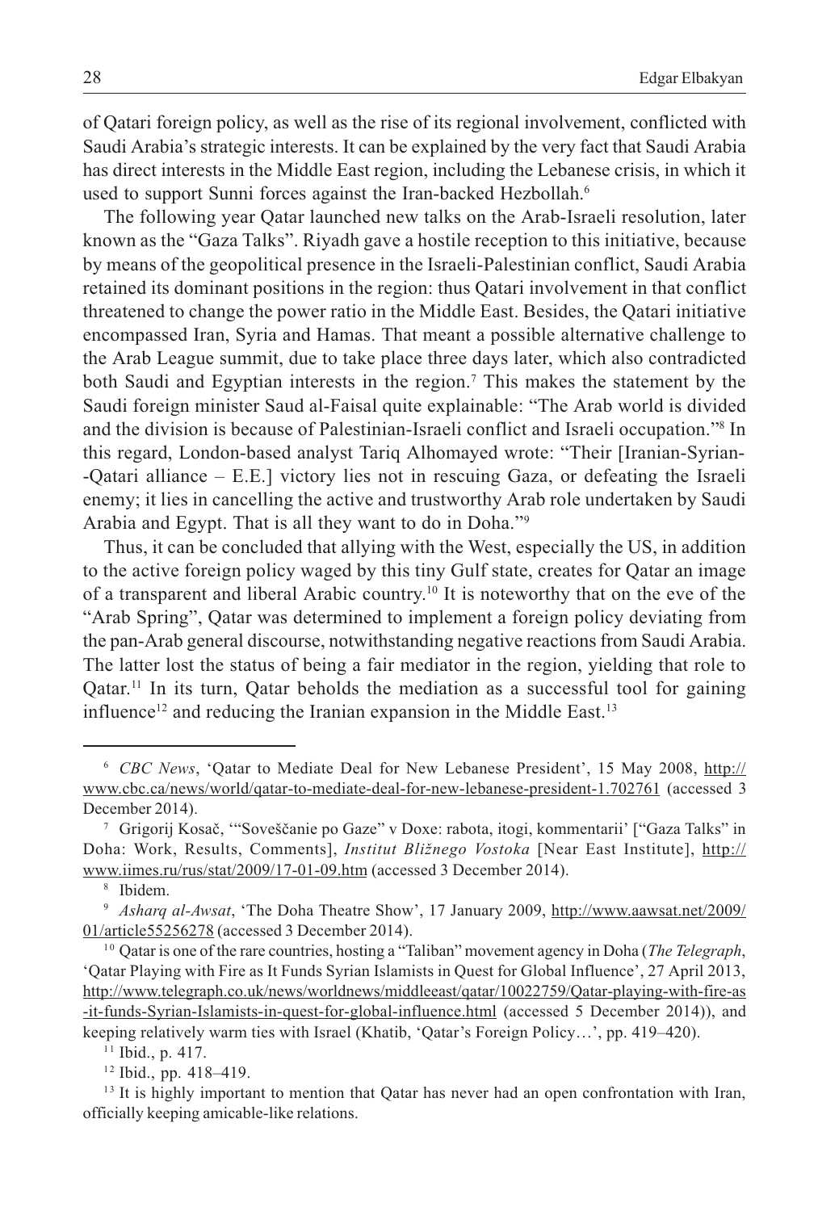of Qatari foreign policy, as well as the rise of its regional involvement, conflicted with Saudi Arabia's strategic interests. It can be explained by the very fact that Saudi Arabia has direct interests in the Middle East region, including the Lebanese crisis, in which it used to support Sunni forces against the Iran-backed Hezbollah.[6]

The following year Qatar launched new talks on the Arab-Israeli resolution, later known as the "Gaza Talks". Riyadh gave a hostile reception to this initiative, because by means of the geopolitical presence in the Israeli-Palestinian conflict, Saudi Arabia retained its dominant positions in the region: thus Qatari involvement in that conflict threatened to change the power ratio in the Middle East. Besides, the Qatari initiative encompassed Iran, Syria and Hamas. That meant a possible alternative challenge to the Arab League summit, due to take place three days later, which also contradicted both Saudi and Egyptian interests in the region.[7] This makes the statement by the Saudi foreign minister Saud al-Faisal quite explainable: "The Arab world is divided and the division is because of Palestinian-Israeli conflict and Israeli occupation."[8] In this regard, London-based analyst Tariq Alhomayed wrote: "Their [Iranian-Syrian--Qatari alliance – E.E.] victory lies not in rescuing Gaza, or defeating the Israeli enemy; it lies in cancelling the active and trustworthy Arab role undertaken by Saudi Arabia and Egypt. That is all they want to do in Doha."[9]

Thus, it can be concluded that allying with the West, especially the US, in addition to the active foreign policy waged by this tiny Gulf state, creates for Qatar an image of a transparent and liberal Arabic country.[10] It is noteworthy that on the eve of the "Arab Spring", Qatar was determined to implement a foreign policy deviating from the pan-Arab general discourse, notwithstanding negative reactions from Saudi Arabia. The latter lost the status of being a fair mediator in the region, yielding that role to Qatar.[11] In its turn, Qatar beholds the mediation as a successful tool for gaining influence[12] and reducing the Iranian expansion in the Middle East.[13]

---

[6] *CBC News*, 'Qatar to Mediate Deal for New Lebanese President', 15 May 2008, http://www.cbc.ca/news/world/qatar-to-mediate-deal-for-new-lebanese-president-1.702761 (accessed 3 December 2014).

[7] Grigorij Kosač, '"Soveščanie po Gaze" v Doxe: rabota, itogi, kommentarii' ["Gaza Talks" in Doha: Work, Results, Comments], *Institut Bližnego Vostoka* [Near East Institute], http://www.iimes.ru/rus/stat/2009/17-01-09.htm (accessed 3 December 2014).

[8] Ibidem.

[9] *Asharq al-Awsat*, 'The Doha Theatre Show', 17 January 2009, http://www.aawsat.net/2009/01/article55256278 (accessed 3 December 2014).

[10] Qatar is one of the rare countries, hosting a "Taliban" movement agency in Doha (*The Telegraph*, 'Qatar Playing with Fire as It Funds Syrian Islamists in Quest for Global Influence', 27 April 2013, http://www.telegraph.co.uk/news/worldnews/middleeast/qatar/10022759/Qatar-playing-with-fire-as-it-funds-Syrian-Islamists-in-quest-for-global-influence.html (accessed 5 December 2014)), and keeping relatively warm ties with Israel (Khatib, 'Qatar's Foreign Policy…', pp. 419–420).

[11] Ibid., p. 417.

[12] Ibid., pp. 418–419.

[13] It is highly important to mention that Qatar has never had an open confrontation with Iran, officially keeping amicable-like relations.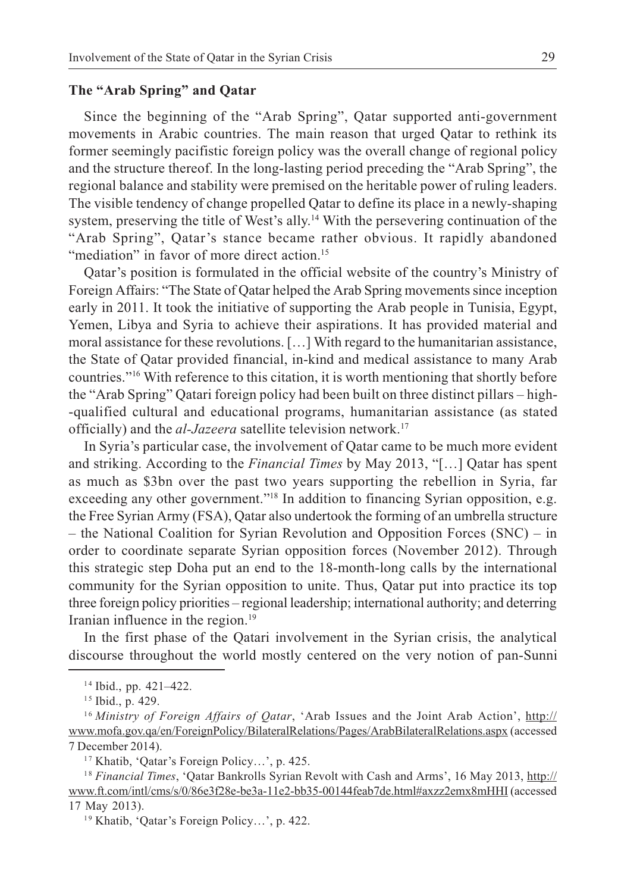### The "Arab Spring" and Qatar

Since the beginning of the "Arab Spring", Qatar supported anti-government movements in Arabic countries. The main reason that urged Qatar to rethink its former seemingly pacifistic foreign policy was the overall change of regional policy and the structure thereof. In the long-lasting period preceding the "Arab Spring", the regional balance and stability were premised on the heritable power of ruling leaders. The visible tendency of change propelled Qatar to define its place in a newly-shaping system, preserving the title of West's ally.[14] With the persevering continuation of the "Arab Spring", Qatar's stance became rather obvious. It rapidly abandoned "mediation" in favor of more direct action.[15]

Qatar's position is formulated in the official website of the country's Ministry of Foreign Affairs: "The State of Qatar helped the Arab Spring movements since inception early in 2011. It took the initiative of supporting the Arab people in Tunisia, Egypt, Yemen, Libya and Syria to achieve their aspirations. It has provided material and moral assistance for these revolutions. […] With regard to the humanitarian assistance, the State of Qatar provided financial, in-kind and medical assistance to many Arab countries."[16] With reference to this citation, it is worth mentioning that shortly before the "Arab Spring" Qatari foreign policy had been built on three distinct pillars – high-qualified cultural and educational programs, humanitarian assistance (as stated officially) and the *al-Jazeera* satellite television network.[17]

In Syria's particular case, the involvement of Qatar came to be much more evident and striking. According to the *Financial Times* by May 2013, "[…] Qatar has spent as much as $3bn over the past two years supporting the rebellion in Syria, far exceeding any other government."[18] In addition to financing Syrian opposition, e.g. the Free Syrian Army (FSA), Qatar also undertook the forming of an umbrella structure – the National Coalition for Syrian Revolution and Opposition Forces (SNC) – in order to coordinate separate Syrian opposition forces (November 2012). Through this strategic step Doha put an end to the 18-month-long calls by the international community for the Syrian opposition to unite. Thus, Qatar put into practice its top three foreign policy priorities – regional leadership; international authority; and deterring Iranian influence in the region.[19]

In the first phase of the Qatari involvement in the Syrian crisis, the analytical discourse throughout the world mostly centered on the very notion of pan-Sunni

---

[14] Ibid., pp. 421–422.

[15] Ibid., p. 429.

[16] *Ministry of Foreign Affairs of Qatar*, 'Arab Issues and the Joint Arab Action', http://www.mofa.gov.qa/en/ForeignPolicy/BilateralRelations/Pages/ArabBilateralRelations.aspx (accessed 7 December 2014).

[17] Khatib, 'Qatar's Foreign Policy…', p. 425.

[18] *Financial Times*, 'Qatar Bankrolls Syrian Revolt with Cash and Arms', 16 May 2013, http://www.ft.com/intl/cms/s/0/86e3f28e-be3a-11e2-bb35-00144feab7de.html#axzz2emx8mHHI (accessed 17 May 2013).

[19] Khatib, 'Qatar's Foreign Policy…', p. 422.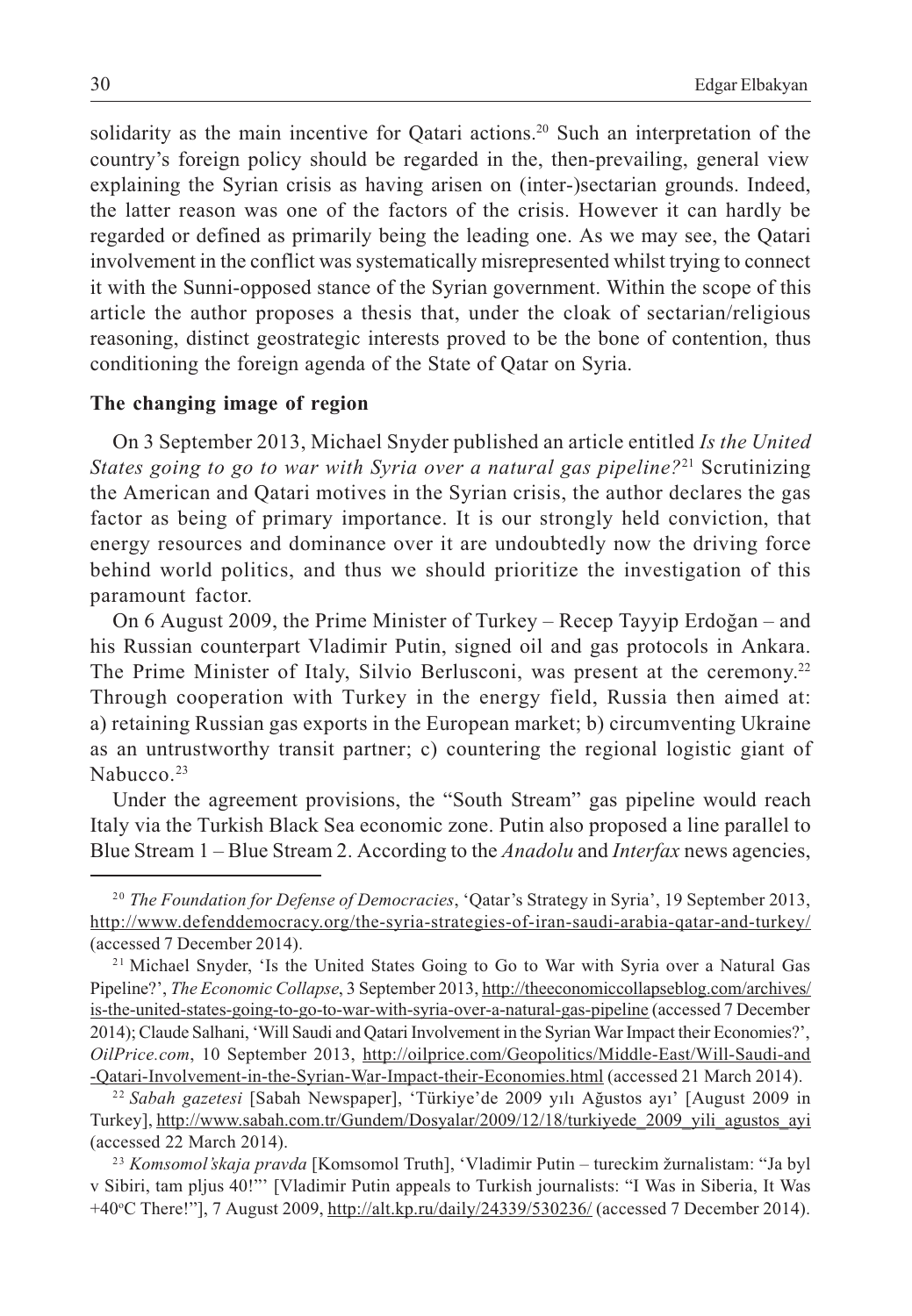solidarity as the main incentive for Qatari actions.[20] Such an interpretation of the country's foreign policy should be regarded in the, then-prevailing, general view explaining the Syrian crisis as having arisen on (inter-)sectarian grounds. Indeed, the latter reason was one of the factors of the crisis. However it can hardly be regarded or defined as primarily being the leading one. As we may see, the Qatari involvement in the conflict was systematically misrepresented whilst trying to connect it with the Sunni-opposed stance of the Syrian government. Within the scope of this article the author proposes a thesis that, under the cloak of sectarian/religious reasoning, distinct geostrategic interests proved to be the bone of contention, thus conditioning the foreign agenda of the State of Qatar on Syria.

**The changing image of region**

On 3 September 2013, Michael Snyder published an article entitled *Is the United States going to go to war with Syria over a natural gas pipeline?*[21] Scrutinizing the American and Qatari motives in the Syrian crisis, the author declares the gas factor as being of primary importance. It is our strongly held conviction, that energy resources and dominance over it are undoubtedly now the driving force behind world politics, and thus we should prioritize the investigation of this paramount factor.

On 6 August 2009, the Prime Minister of Turkey – Recep Tayyip Erdoğan – and his Russian counterpart Vladimir Putin, signed oil and gas protocols in Ankara. The Prime Minister of Italy, Silvio Berlusconi, was present at the ceremony.[22] Through cooperation with Turkey in the energy field, Russia then aimed at: a) retaining Russian gas exports in the European market; b) circumventing Ukraine as an untrustworthy transit partner; c) countering the regional logistic giant of Nabucco.[23]

Under the agreement provisions, the "South Stream" gas pipeline would reach Italy via the Turkish Black Sea economic zone. Putin also proposed a line parallel to Blue Stream 1 – Blue Stream 2. According to the *Anadolu* and *Interfax* news agencies,

---

[20] *The Foundation for Defense of Democracies*, 'Qatar's Strategy in Syria', 19 September 2013, http://www.defenddemocracy.org/the-syria-strategies-of-iran-saudi-arabia-qatar-and-turkey/ (accessed 7 December 2014).

[21] Michael Snyder, 'Is the United States Going to Go to War with Syria over a Natural Gas Pipeline?', *The Economic Collapse*, 3 September 2013, http://theeconomiccollapseblog.com/archives/is-the-united-states-going-to-go-to-war-with-syria-over-a-natural-gas-pipeline (accessed 7 December 2014); Claude Salhani, 'Will Saudi and Qatari Involvement in the Syrian War Impact their Economies?', *OilPrice.com*, 10 September 2013, http://oilprice.com/Geopolitics/Middle-East/Will-Saudi-and-Qatari-Involvement-in-the-Syrian-War-Impact-their-Economies.html (accessed 21 March 2014).

[22] *Sabah gazetesi* [Sabah Newspaper], 'Türkiye'de 2009 yılı Ağustos ayı' [August 2009 in Turkey], http://www.sabah.com.tr/Gundem/Dosyalar/2009/12/18/turkiyede_2009_yili_agustos_ayi (accessed 22 March 2014).

[23] *Komsomol'skaja pravda* [Komsomol Truth], 'Vladimir Putin – tureckim žurnalistam: "Ja byl v Sibiri, tam pljus 40!"' [Vladimir Putin appeals to Turkish journalists: "I Was in Siberia, It Was +40°C There!"], 7 August 2009, http://alt.kp.ru/daily/24339/530236/ (accessed 7 December 2014).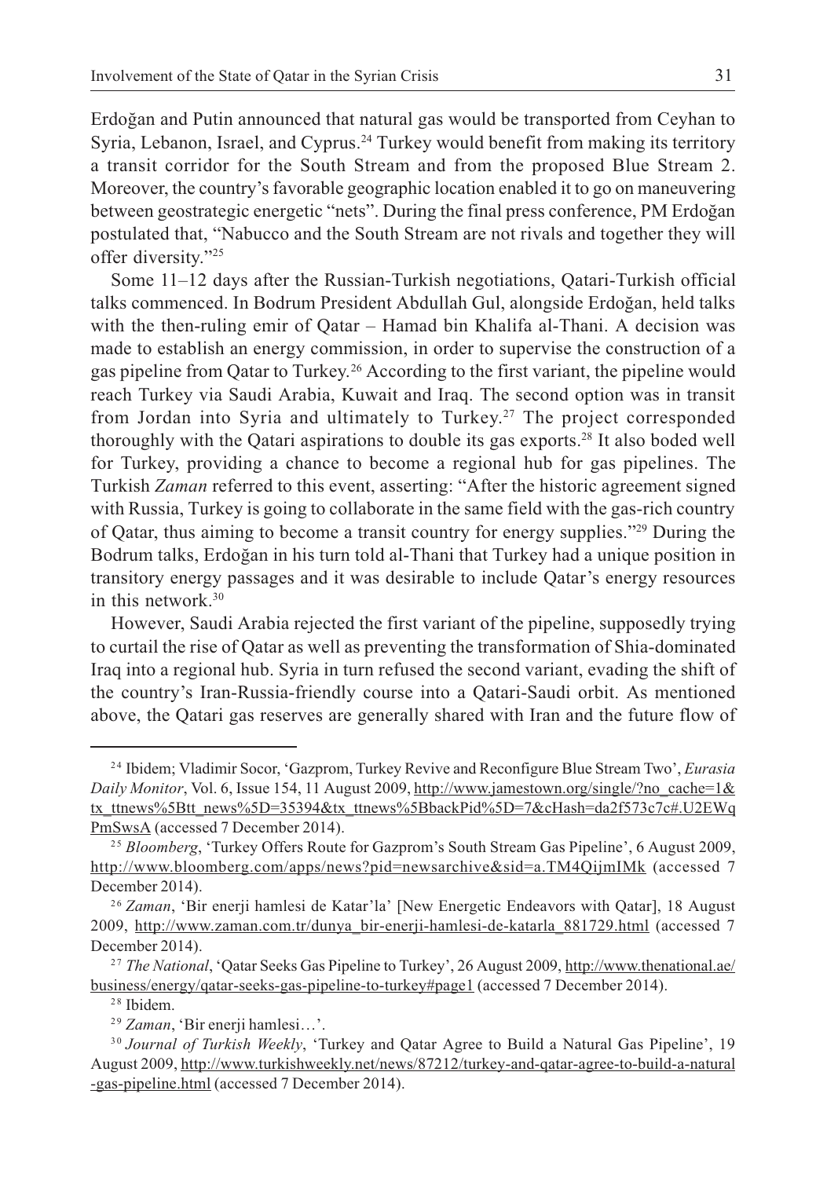Erdoğan and Putin announced that natural gas would be transported from Ceyhan to Syria, Lebanon, Israel, and Cyprus.[24] Turkey would benefit from making its territory a transit corridor for the South Stream and from the proposed Blue Stream 2. Moreover, the country's favorable geographic location enabled it to go on maneuvering between geostrategic energetic "nets". During the final press conference, PM Erdoğan postulated that, "Nabucco and the South Stream are not rivals and together they will offer diversity."[25]

Some 11–12 days after the Russian-Turkish negotiations, Qatari-Turkish official talks commenced. In Bodrum President Abdullah Gul, alongside Erdoğan, held talks with the then-ruling emir of Qatar – Hamad bin Khalifa al-Thani. A decision was made to establish an energy commission, in order to supervise the construction of a gas pipeline from Qatar to Turkey.[26] According to the first variant, the pipeline would reach Turkey via Saudi Arabia, Kuwait and Iraq. The second option was in transit from Jordan into Syria and ultimately to Turkey.[27] The project corresponded thoroughly with the Qatari aspirations to double its gas exports.[28] It also boded well for Turkey, providing a chance to become a regional hub for gas pipelines. The Turkish *Zaman* referred to this event, asserting: "After the historic agreement signed with Russia, Turkey is going to collaborate in the same field with the gas-rich country of Qatar, thus aiming to become a transit country for energy supplies."[29] During the Bodrum talks, Erdoğan in his turn told al-Thani that Turkey had a unique position in transitory energy passages and it was desirable to include Qatar's energy resources in this network.[30]

However, Saudi Arabia rejected the first variant of the pipeline, supposedly trying to curtail the rise of Qatar as well as preventing the transformation of Shia-dominated Iraq into a regional hub. Syria in turn refused the second variant, evading the shift of the country's Iran-Russia-friendly course into a Qatari-Saudi orbit. As mentioned above, the Qatari gas reserves are generally shared with Iran and the future flow of

---

[24] Ibidem; Vladimir Socor, 'Gazprom, Turkey Revive and Reconfigure Blue Stream Two', *Eurasia Daily Monitor*, Vol. 6, Issue 154, 11 August 2009, http://www.jamestown.org/single/?no_cache=1&tx_ttnews%5Btt_news%5D=35394&tx_ttnews%5BbackPid%5D=7&cHash=da2f573c7c#.U2EWqPmSwsA (accessed 7 December 2014).

[25] *Bloomberg*, 'Turkey Offers Route for Gazprom's South Stream Gas Pipeline', 6 August 2009, http://www.bloomberg.com/apps/news?pid=newsarchive&sid=a.TM4QijmIMk (accessed 7 December 2014).

[26] *Zaman*, 'Bir enerji hamlesi de Katar'la' [New Energetic Endeavors with Qatar], 18 August 2009, http://www.zaman.com.tr/dunya_bir-enerji-hamlesi-de-katarla_881729.html (accessed 7 December 2014).

[27] *The National*, 'Qatar Seeks Gas Pipeline to Turkey', 26 August 2009, http://www.thenational.ae/business/energy/qatar-seeks-gas-pipeline-to-turkey#page1 (accessed 7 December 2014).

[28] Ibidem.

[29] *Zaman*, 'Bir enerji hamlesi…'.

[30] *Journal of Turkish Weekly*, 'Turkey and Qatar Agree to Build a Natural Gas Pipeline', 19 August 2009, http://www.turkishweekly.net/news/87212/turkey-and-qatar-agree-to-build-a-natural-gas-pipeline.html (accessed 7 December 2014).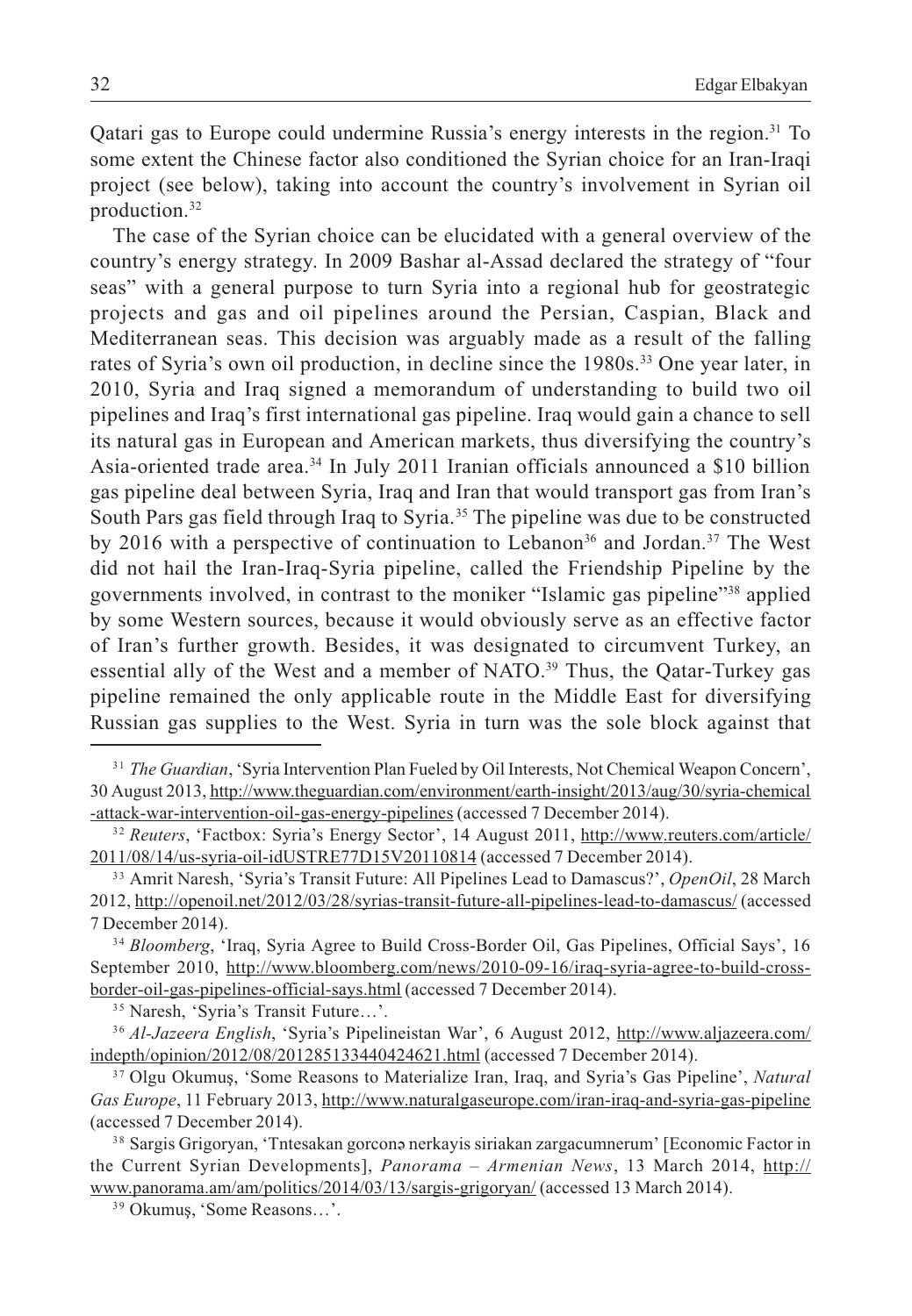Qatari gas to Europe could undermine Russia's energy interests in the region.[31] To some extent the Chinese factor also conditioned the Syrian choice for an Iran-Iraqi project (see below), taking into account the country's involvement in Syrian oil production.[32]

The case of the Syrian choice can be elucidated with a general overview of the country's energy strategy. In 2009 Bashar al-Assad declared the strategy of "four seas" with a general purpose to turn Syria into a regional hub for geostrategic projects and gas and oil pipelines around the Persian, Caspian, Black and Mediterranean seas. This decision was arguably made as a result of the falling rates of Syria's own oil production, in decline since the 1980s.[33] One year later, in 2010, Syria and Iraq signed a memorandum of understanding to build two oil pipelines and Iraq's first international gas pipeline. Iraq would gain a chance to sell its natural gas in European and American markets, thus diversifying the country's Asia-oriented trade area.[34] In July 2011 Iranian officials announced a $10 billion gas pipeline deal between Syria, Iraq and Iran that would transport gas from Iran's South Pars gas field through Iraq to Syria.[35] The pipeline was due to be constructed by 2016 with a perspective of continuation to Lebanon[36] and Jordan.[37] The West did not hail the Iran-Iraq-Syria pipeline, called the Friendship Pipeline by the governments involved, in contrast to the moniker "Islamic gas pipeline"[38] applied by some Western sources, because it would obviously serve as an effective factor of Iran's further growth. Besides, it was designated to circumvent Turkey, an essential ally of the West and a member of NATO.[39] Thus, the Qatar-Turkey gas pipeline remained the only applicable route in the Middle East for diversifying Russian gas supplies to the West. Syria in turn was the sole block against that

---

[31] *The Guardian*, 'Syria Intervention Plan Fueled by Oil Interests, Not Chemical Weapon Concern', 30 August 2013, http://www.theguardian.com/environment/earth-insight/2013/aug/30/syria-chemical-attack-war-intervention-oil-gas-energy-pipelines (accessed 7 December 2014).

[32] *Reuters*, 'Factbox: Syria's Energy Sector', 14 August 2011, http://www.reuters.com/article/2011/08/14/us-syria-oil-idUSTRE77D15V20110814 (accessed 7 December 2014).

[33] Amrit Naresh, 'Syria's Transit Future: All Pipelines Lead to Damascus?', *OpenOil*, 28 March 2012, http://openoil.net/2012/03/28/syrias-transit-future-all-pipelines-lead-to-damascus/ (accessed 7 December 2014).

[34] *Bloomberg*, 'Iraq, Syria Agree to Build Cross-Border Oil, Gas Pipelines, Official Says', 16 September 2010, http://www.bloomberg.com/news/2010-09-16/iraq-syria-agree-to-build-cross-border-oil-gas-pipelines-official-says.html (accessed 7 December 2014).

[35] Naresh, 'Syria's Transit Future…'.

[36] *Al-Jazeera English*, 'Syria's Pipelineistan War', 6 August 2012, http://www.aljazeera.com/indepth/opinion/2012/08/201285133440424621.html (accessed 7 December 2014).

[37] Olgu Okumuş, 'Some Reasons to Materialize Iran, Iraq, and Syria's Gas Pipeline', *Natural Gas Europe*, 11 February 2013, http://www.naturalgaseurope.com/iran-iraq-and-syria-gas-pipeline (accessed 7 December 2014).

[38] Sargis Grigoryan, 'Tntesakan gorconə nerkayis siriakan zargacumnerum' [Economic Factor in the Current Syrian Developments], *Panorama – Armenian News*, 13 March 2014, http://www.panorama.am/am/politics/2014/03/13/sargis-grigoryan/ (accessed 13 March 2014).

[39] Okumuş, 'Some Reasons…'.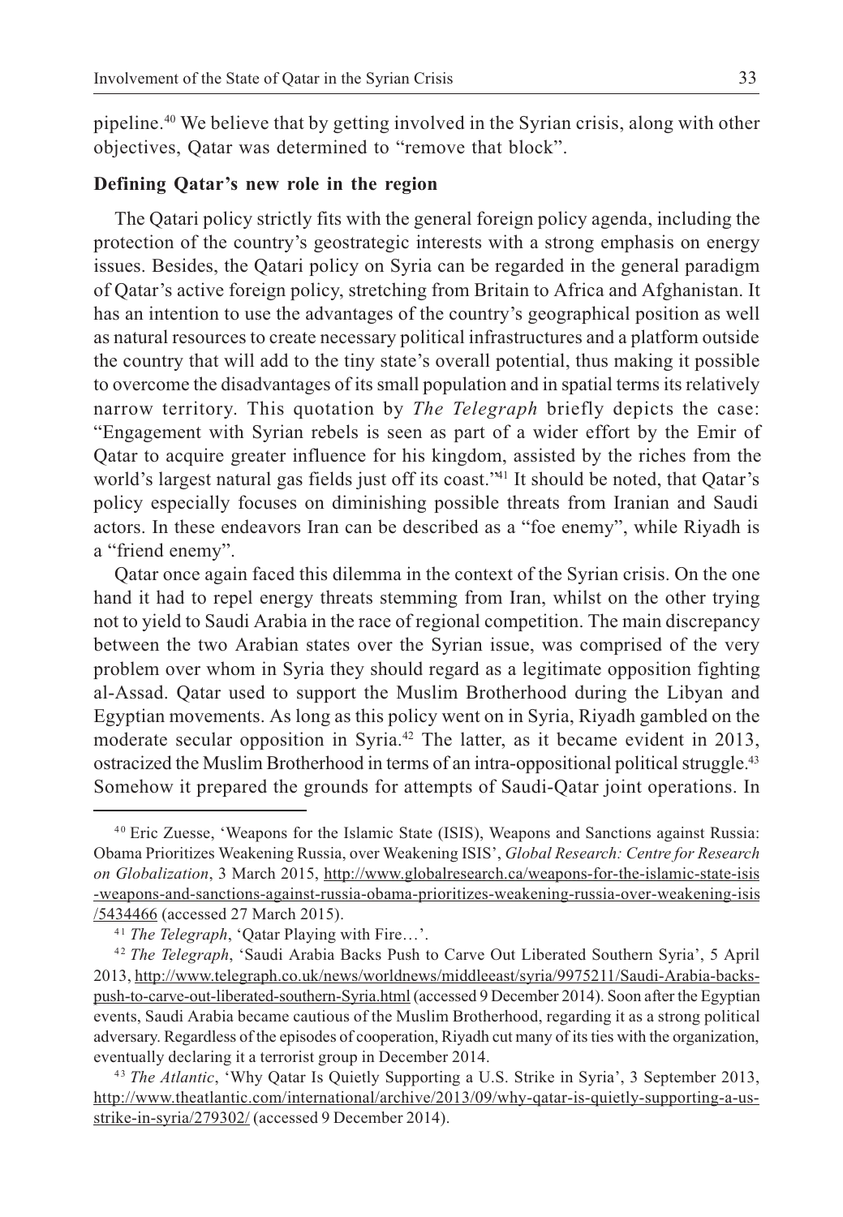pipeline.[40] We believe that by getting involved in the Syrian crisis, along with other objectives, Qatar was determined to "remove that block".

**Defining Qatar's new role in the region**

The Qatari policy strictly fits with the general foreign policy agenda, including the protection of the country's geostrategic interests with a strong emphasis on energy issues. Besides, the Qatari policy on Syria can be regarded in the general paradigm of Qatar's active foreign policy, stretching from Britain to Africa and Afghanistan. It has an intention to use the advantages of the country's geographical position as well as natural resources to create necessary political infrastructures and a platform outside the country that will add to the tiny state's overall potential, thus making it possible to overcome the disadvantages of its small population and in spatial terms its relatively narrow territory. This quotation by *The Telegraph* briefly depicts the case: "Engagement with Syrian rebels is seen as part of a wider effort by the Emir of Qatar to acquire greater influence for his kingdom, assisted by the riches from the world's largest natural gas fields just off its coast."[41] It should be noted, that Qatar's policy especially focuses on diminishing possible threats from Iranian and Saudi actors. In these endeavors Iran can be described as a "foe enemy", while Riyadh is a "friend enemy".

Qatar once again faced this dilemma in the context of the Syrian crisis. On the one hand it had to repel energy threats stemming from Iran, whilst on the other trying not to yield to Saudi Arabia in the race of regional competition. The main discrepancy between the two Arabian states over the Syrian issue, was comprised of the very problem over whom in Syria they should regard as a legitimate opposition fighting al-Assad. Qatar used to support the Muslim Brotherhood during the Libyan and Egyptian movements. As long as this policy went on in Syria, Riyadh gambled on the moderate secular opposition in Syria.[42] The latter, as it became evident in 2013, ostracized the Muslim Brotherhood in terms of an intra-oppositional political struggle.[43] Somehow it prepared the grounds for attempts of Saudi-Qatar joint operations. In

---

[40] Eric Zuesse, 'Weapons for the Islamic State (ISIS), Weapons and Sanctions against Russia: Obama Prioritizes Weakening Russia, over Weakening ISIS', *Global Research: Centre for Research on Globalization*, 3 March 2015, http://www.globalresearch.ca/weapons-for-the-islamic-state-isis-weapons-and-sanctions-against-russia-obama-prioritizes-weakening-russia-over-weakening-isis/5434466 (accessed 27 March 2015).

[41] *The Telegraph*, 'Qatar Playing with Fire…'.

[42] *The Telegraph*, 'Saudi Arabia Backs Push to Carve Out Liberated Southern Syria', 5 April 2013, http://www.telegraph.co.uk/news/worldnews/middleeast/syria/9975211/Saudi-Arabia-backs-push-to-carve-out-liberated-southern-Syria.html (accessed 9 December 2014). Soon after the Egyptian events, Saudi Arabia became cautious of the Muslim Brotherhood, regarding it as a strong political adversary. Regardless of the episodes of cooperation, Riyadh cut many of its ties with the organization, eventually declaring it a terrorist group in December 2014.

[43] *The Atlantic*, 'Why Qatar Is Quietly Supporting a U.S. Strike in Syria', 3 September 2013, http://www.theatlantic.com/international/archive/2013/09/why-qatar-is-quietly-supporting-a-us-strike-in-syria/279302/ (accessed 9 December 2014).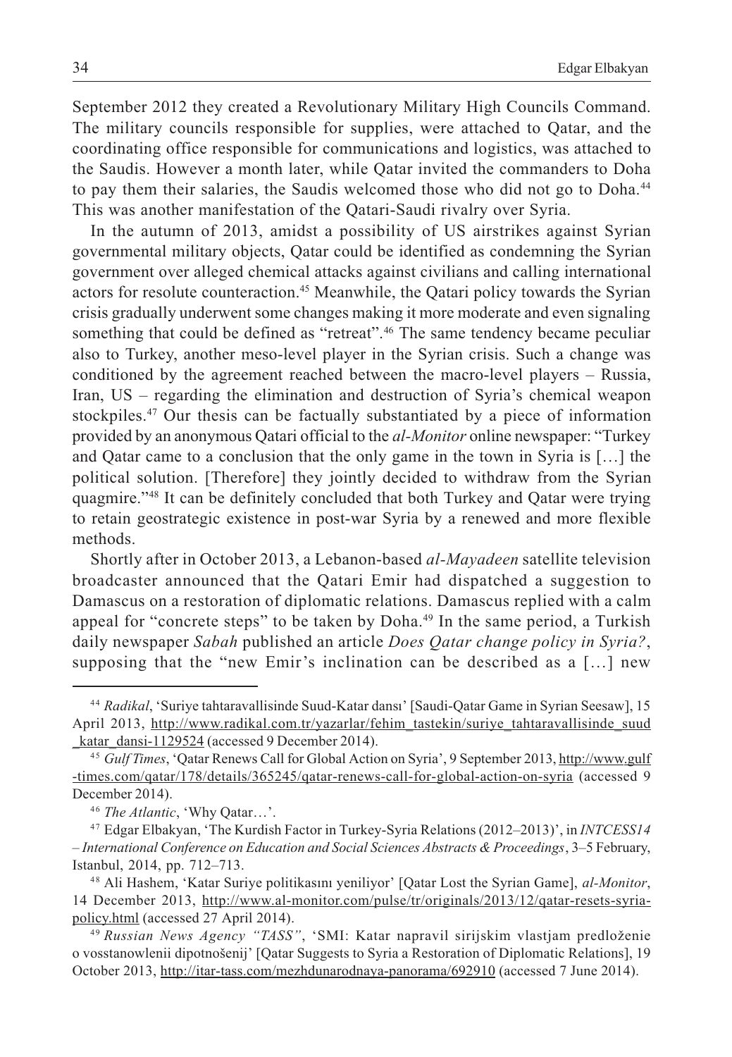September 2012 they created a Revolutionary Military High Councils Command. The military councils responsible for supplies, were attached to Qatar, and the coordinating office responsible for communications and logistics, was attached to the Saudis. However a month later, while Qatar invited the commanders to Doha to pay them their salaries, the Saudis welcomed those who did not go to Doha.[44] This was another manifestation of the Qatari-Saudi rivalry over Syria.

In the autumn of 2013, amidst a possibility of US airstrikes against Syrian governmental military objects, Qatar could be identified as condemning the Syrian government over alleged chemical attacks against civilians and calling international actors for resolute counteraction.[45] Meanwhile, the Qatari policy towards the Syrian crisis gradually underwent some changes making it more moderate and even signaling something that could be defined as "retreat".[46] The same tendency became peculiar also to Turkey, another meso-level player in the Syrian crisis. Such a change was conditioned by the agreement reached between the macro-level players – Russia, Iran, US – regarding the elimination and destruction of Syria's chemical weapon stockpiles.[47] Our thesis can be factually substantiated by a piece of information provided by an anonymous Qatari official to the *al-Monitor* online newspaper: "Turkey and Qatar came to a conclusion that the only game in the town in Syria is […] the political solution. [Therefore] they jointly decided to withdraw from the Syrian quagmire."[48] It can be definitely concluded that both Turkey and Qatar were trying to retain geostrategic existence in post-war Syria by a renewed and more flexible methods.

Shortly after in October 2013, a Lebanon-based *al-Mayadeen* satellite television broadcaster announced that the Qatari Emir had dispatched a suggestion to Damascus on a restoration of diplomatic relations. Damascus replied with a calm appeal for "concrete steps" to be taken by Doha.[49] In the same period, a Turkish daily newspaper *Sabah* published an article *Does Qatar change policy in Syria?*, supposing that the "new Emir's inclination can be described as a […] new

---

[44] *Radikal*, 'Suriye tahtaravallisinde Suud-Katar dansı' [Saudi-Qatar Game in Syrian Seesaw], 15 April 2013, http://www.radikal.com.tr/yazarlar/fehim_tastekin/suriye_tahtaravallisinde_suud_katar_dansi-1129524 (accessed 9 December 2014).

[45] *Gulf Times*, 'Qatar Renews Call for Global Action on Syria', 9 September 2013, http://www.gulf-times.com/qatar/178/details/365245/qatar-renews-call-for-global-action-on-syria (accessed 9 December 2014).

[46] *The Atlantic*, 'Why Qatar…'.

[47] Edgar Elbakyan, 'The Kurdish Factor in Turkey-Syria Relations (2012–2013)', in *INTCESS14 – International Conference on Education and Social Sciences Abstracts & Proceedings*, 3–5 February, Istanbul, 2014, pp. 712–713.

[48] Ali Hashem, 'Katar Suriye politikasını yeniliyor' [Qatar Lost the Syrian Game], *al-Monitor*, 14 December 2013, http://www.al-monitor.com/pulse/tr/originals/2013/12/qatar-resets-syria-policy.html (accessed 27 April 2014).

[49] *Russian News Agency "TASS"*, 'SMI: Katar napravil sirijskim vlastjam predloženie o vosstanowlenii dipotnošenij' [Qatar Suggests to Syria a Restoration of Diplomatic Relations], 19 October 2013, http://itar-tass.com/mezhdunarodnaya-panorama/692910 (accessed 7 June 2014).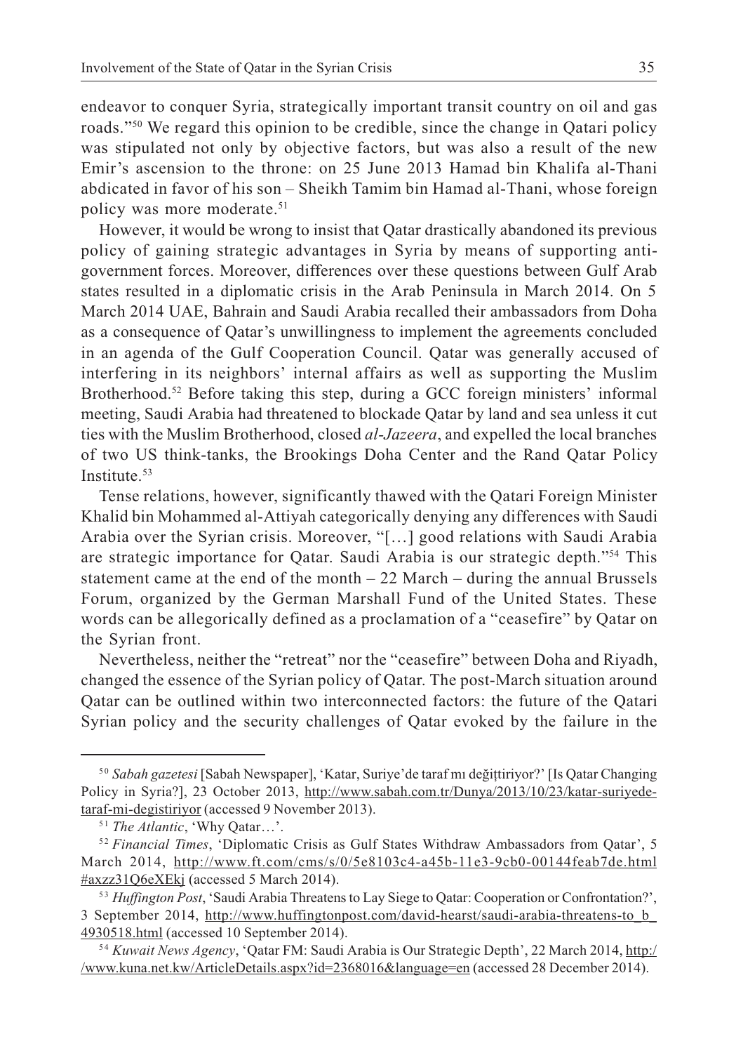endeavor to conquer Syria, strategically important transit country on oil and gas roads."[50] We regard this opinion to be credible, since the change in Qatari policy was stipulated not only by objective factors, but was also a result of the new Emir's ascension to the throne: on 25 June 2013 Hamad bin Khalifa al-Thani abdicated in favor of his son – Sheikh Tamim bin Hamad al-Thani, whose foreign policy was more moderate.[51]

However, it would be wrong to insist that Qatar drastically abandoned its previous policy of gaining strategic advantages in Syria by means of supporting anti-government forces. Moreover, differences over these questions between Gulf Arab states resulted in a diplomatic crisis in the Arab Peninsula in March 2014. On 5 March 2014 UAE, Bahrain and Saudi Arabia recalled their ambassadors from Doha as a consequence of Qatar's unwillingness to implement the agreements concluded in an agenda of the Gulf Cooperation Council. Qatar was generally accused of interfering in its neighbors' internal affairs as well as supporting the Muslim Brotherhood.[52] Before taking this step, during a GCC foreign ministers' informal meeting, Saudi Arabia had threatened to blockade Qatar by land and sea unless it cut ties with the Muslim Brotherhood, closed *al-Jazeera*, and expelled the local branches of two US think-tanks, the Brookings Doha Center and the Rand Qatar Policy Institute.[53]

Tense relations, however, significantly thawed with the Qatari Foreign Minister Khalid bin Mohammed al-Attiyah categorically denying any differences with Saudi Arabia over the Syrian crisis. Moreover, "[…] good relations with Saudi Arabia are strategic importance for Qatar. Saudi Arabia is our strategic depth."[54] This statement came at the end of the month – 22 March – during the annual Brussels Forum, organized by the German Marshall Fund of the United States. These words can be allegorically defined as a proclamation of a "ceasefire" by Qatar on the Syrian front.

Nevertheless, neither the "retreat" nor the "ceasefire" between Doha and Riyadh, changed the essence of the Syrian policy of Qatar. The post-March situation around Qatar can be outlined within two interconnected factors: the future of the Qatari Syrian policy and the security challenges of Qatar evoked by the failure in the

---

[50] *Sabah gazetesi* [Sabah Newspaper], 'Katar, Suriye'de taraf mı değițtiriyor?' [Is Qatar Changing Policy in Syria?], 23 October 2013, http://www.sabah.com.tr/Dunya/2013/10/23/katar-suriyede-taraf-mi-degistiriyor (accessed 9 November 2013).

[51] *The Atlantic*, 'Why Qatar…'.

[52] *Financial Times*, 'Diplomatic Crisis as Gulf States Withdraw Ambassadors from Qatar', 5 March 2014, http://www.ft.com/cms/s/0/5e8103c4-a45b-11e3-9cb0-00144feab7de.html#axzz31Q6eXEkj (accessed 5 March 2014).

[53] *Huffington Post*, 'Saudi Arabia Threatens to Lay Siege to Qatar: Cooperation or Confrontation?', 3 September 2014, http://www.huffingtonpost.com/david-hearst/saudi-arabia-threatens-to_b_4930518.html (accessed 10 September 2014).

[54] *Kuwait News Agency*, 'Qatar FM: Saudi Arabia is Our Strategic Depth', 22 March 2014, http://www.kuna.net.kw/ArticleDetails.aspx?id=2368016&language=en (accessed 28 December 2014).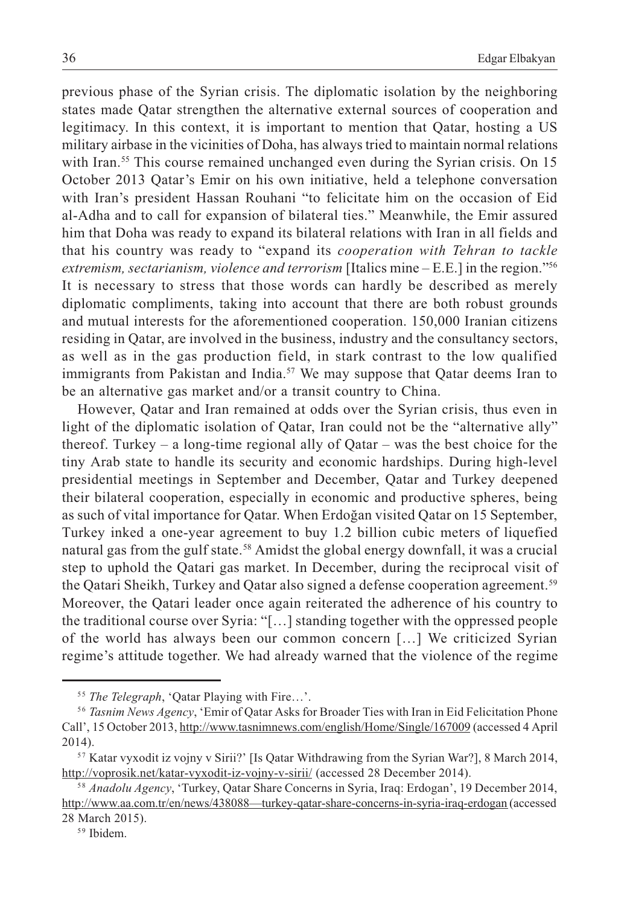previous phase of the Syrian crisis. The diplomatic isolation by the neighboring states made Qatar strengthen the alternative external sources of cooperation and legitimacy. In this context, it is important to mention that Qatar, hosting a US military airbase in the vicinities of Doha, has always tried to maintain normal relations with Iran.[55] This course remained unchanged even during the Syrian crisis. On 15 October 2013 Qatar's Emir on his own initiative, held a telephone conversation with Iran's president Hassan Rouhani "to felicitate him on the occasion of Eid al-Adha and to call for expansion of bilateral ties." Meanwhile, the Emir assured him that Doha was ready to expand its bilateral relations with Iran in all fields and that his country was ready to "expand its *cooperation with Tehran to tackle extremism, sectarianism, violence and terrorism* [Italics mine – E.E.] in the region."[56] It is necessary to stress that those words can hardly be described as merely diplomatic compliments, taking into account that there are both robust grounds and mutual interests for the aforementioned cooperation. 150,000 Iranian citizens residing in Qatar, are involved in the business, industry and the consultancy sectors, as well as in the gas production field, in stark contrast to the low qualified immigrants from Pakistan and India.[57] We may suppose that Qatar deems Iran to be an alternative gas market and/or a transit country to China.

However, Qatar and Iran remained at odds over the Syrian crisis, thus even in light of the diplomatic isolation of Qatar, Iran could not be the "alternative ally" thereof. Turkey – a long-time regional ally of Qatar – was the best choice for the tiny Arab state to handle its security and economic hardships. During high-level presidential meetings in September and December, Qatar and Turkey deepened their bilateral cooperation, especially in economic and productive spheres, being as such of vital importance for Qatar. When Erdoğan visited Qatar on 15 September, Turkey inked a one-year agreement to buy 1.2 billion cubic meters of liquefied natural gas from the gulf state.[58] Amidst the global energy downfall, it was a crucial step to uphold the Qatari gas market. In December, during the reciprocal visit of the Qatari Sheikh, Turkey and Qatar also signed a defense cooperation agreement.[59] Moreover, the Qatari leader once again reiterated the adherence of his country to the traditional course over Syria: "[…] standing together with the oppressed people of the world has always been our common concern […] We criticized Syrian regime's attitude together. We had already warned that the violence of the regime

---

[55] *The Telegraph*, 'Qatar Playing with Fire…'.

[56] *Tasnim News Agency*, 'Emir of Qatar Asks for Broader Ties with Iran in Eid Felicitation Phone Call', 15 October 2013, http://www.tasnimnews.com/english/Home/Single/167009 (accessed 4 April 2014).

[57] Katar vyxodit iz vojny v Sirii?' [Is Qatar Withdrawing from the Syrian War?], 8 March 2014, http://voprosik.net/katar-vyxodit-iz-vojny-v-sirii/ (accessed 28 December 2014).

[58] *Anadolu Agency*, 'Turkey, Qatar Share Concerns in Syria, Iraq: Erdogan', 19 December 2014, http://www.aa.com.tr/en/news/438088—turkey-qatar-share-concerns-in-syria-iraq-erdogan (accessed 28 March 2015).

[59] Ibidem.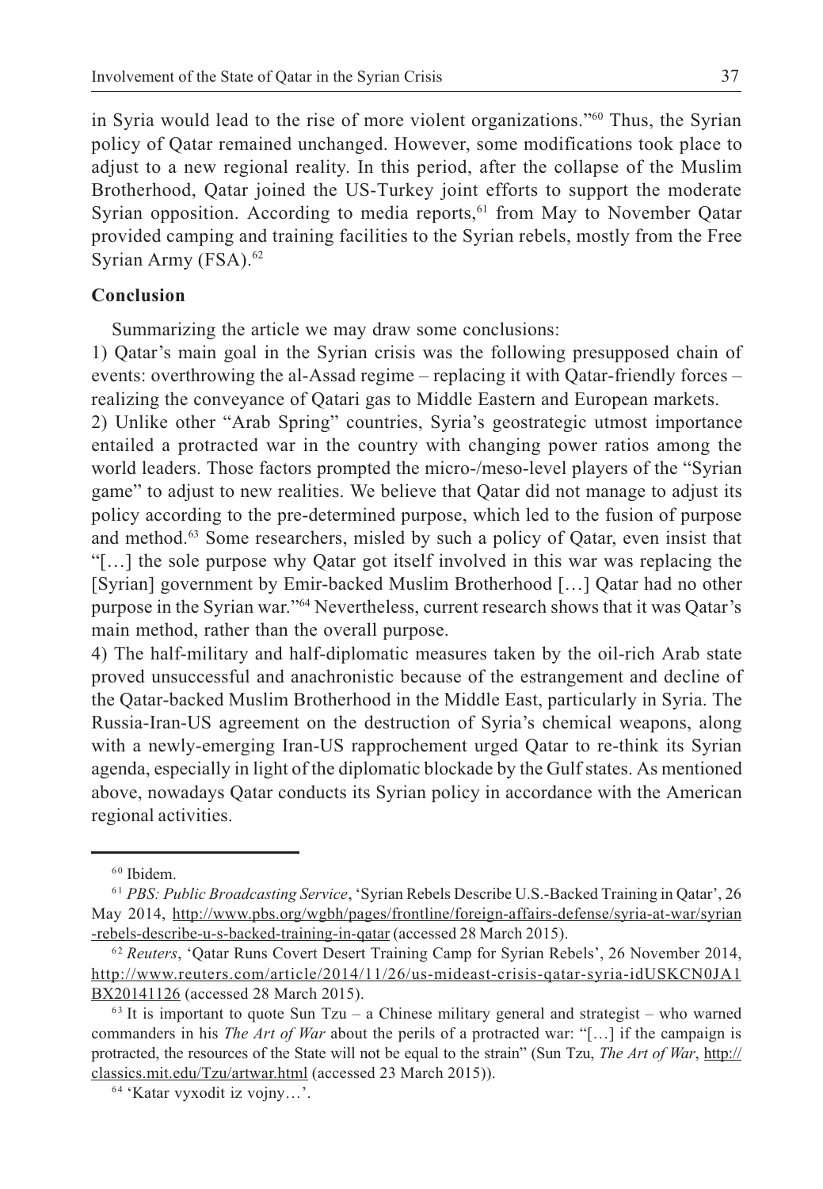in Syria would lead to the rise of more violent organizations."[60] Thus, the Syrian policy of Qatar remained unchanged. However, some modifications took place to adjust to a new regional reality. In this period, after the collapse of the Muslim Brotherhood, Qatar joined the US-Turkey joint efforts to support the moderate Syrian opposition. According to media reports,[61] from May to November Qatar provided camping and training facilities to the Syrian rebels, mostly from the Free Syrian Army (FSA).[62]

## Conclusion

Summarizing the article we may draw some conclusions:

1) Qatar's main goal in the Syrian crisis was the following presupposed chain of events: overthrowing the al-Assad regime – replacing it with Qatar-friendly forces – realizing the conveyance of Qatari gas to Middle Eastern and European markets.

2) Unlike other "Arab Spring" countries, Syria's geostrategic utmost importance entailed a protracted war in the country with changing power ratios among the world leaders. Those factors prompted the micro-/meso-level players of the "Syrian game" to adjust to new realities. We believe that Qatar did not manage to adjust its policy according to the pre-determined purpose, which led to the fusion of purpose and method.[63] Some researchers, misled by such a policy of Qatar, even insist that "[…] the sole purpose why Qatar got itself involved in this war was replacing the [Syrian] government by Emir-backed Muslim Brotherhood […] Qatar had no other purpose in the Syrian war."[64] Nevertheless, current research shows that it was Qatar's main method, rather than the overall purpose.

4) The half-military and half-diplomatic measures taken by the oil-rich Arab state proved unsuccessful and anachronistic because of the estrangement and decline of the Qatar-backed Muslim Brotherhood in the Middle East, particularly in Syria. The Russia-Iran-US agreement on the destruction of Syria's chemical weapons, along with a newly-emerging Iran-US rapprochement urged Qatar to re-think its Syrian agenda, especially in light of the diplomatic blockade by the Gulf states. As mentioned above, nowadays Qatar conducts its Syrian policy in accordance with the American regional activities.

---

[60] Ibidem.

[61] *PBS: Public Broadcasting Service*, 'Syrian Rebels Describe U.S.-Backed Training in Qatar', 26 May 2014, http://www.pbs.org/wgbh/pages/frontline/foreign-affairs-defense/syria-at-war/syrian-rebels-describe-u-s-backed-training-in-qatar (accessed 28 March 2015).

[62] *Reuters*, 'Qatar Runs Covert Desert Training Camp for Syrian Rebels', 26 November 2014, http://www.reuters.com/article/2014/11/26/us-mideast-crisis-qatar-syria-idUSKCN0JA1BX20141126 (accessed 28 March 2015).

[63] It is important to quote Sun Tzu – a Chinese military general and strategist – who warned commanders in his *The Art of War* about the perils of a protracted war: "[…] if the campaign is protracted, the resources of the State will not be equal to the strain" (Sun Tzu, *The Art of War*, http://classics.mit.edu/Tzu/artwar.html (accessed 23 March 2015)).

[64] 'Katar vyxodit iz vojny…'.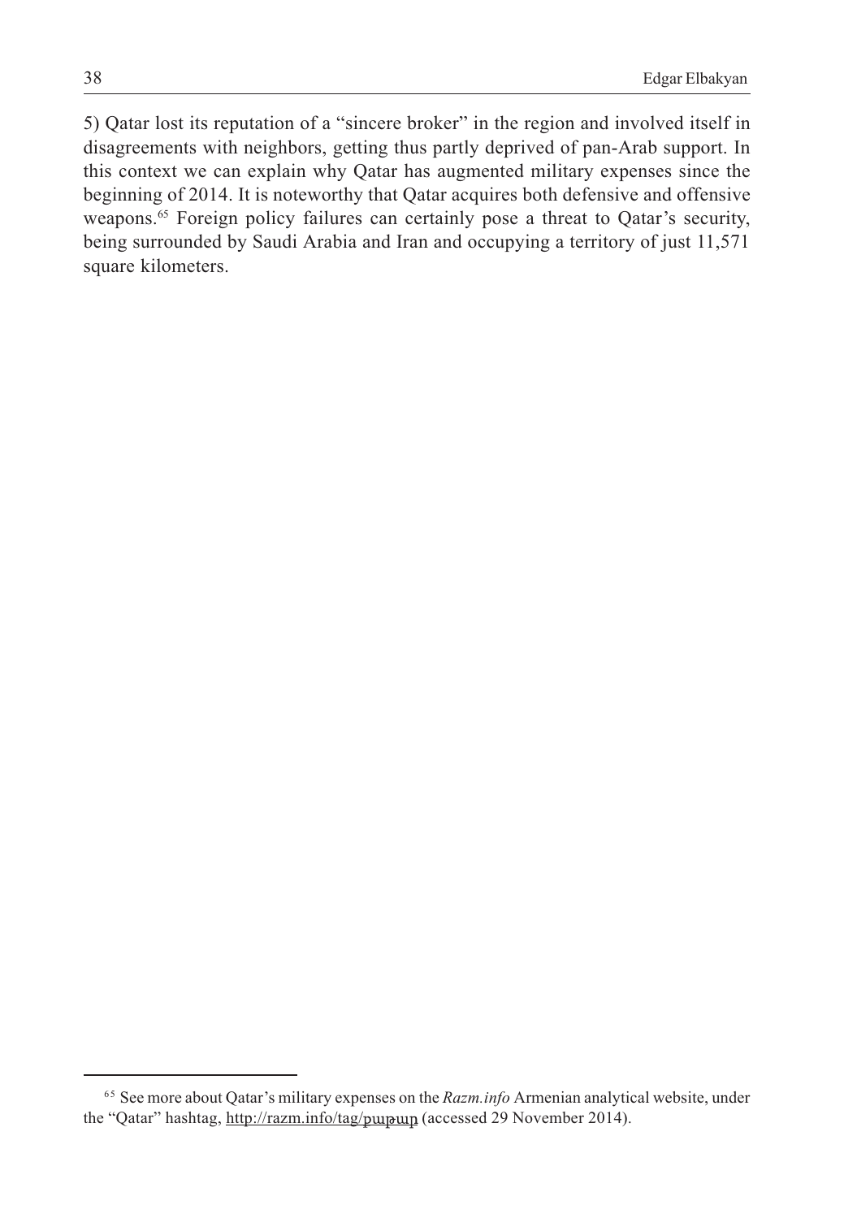5) Qatar lost its reputation of a "sincere broker" in the region and involved itself in disagreements with neighbors, getting thus partly deprived of pan-Arab support. In this context we can explain why Qatar has augmented military expenses since the beginning of 2014. It is noteworthy that Qatar acquires both defensive and offensive weapons.[65] Foreign policy failures can certainly pose a threat to Qatar's security, being surrounded by Saudi Arabia and Iran and occupying a territory of just 11,571 square kilometers.

---

[65] See more about Qatar's military expenses on the *Razm.info* Armenian analytical website, under the "Qatar" hashtag, http://razm.info/tag/քաթար (accessed 29 November 2014).